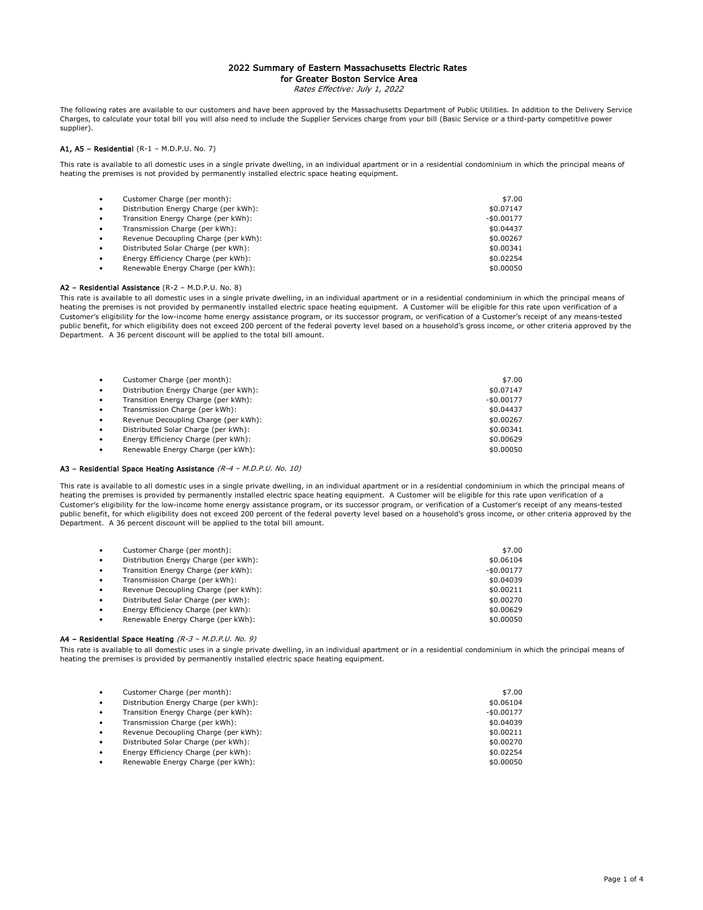# 2022 Summary of Eastern Massachusetts Electric Rates for Greater Boston Service Area

*Rates Effective: July 1, 2022*

The following rates are available to our customers and have been approved by the Massachusetts Department of Public Utilities. In addition to the Delivery Service Charges, to calculate your total bill you will also need to include the Supplier Services charge from your bill (Basic Service or a third-party competitive power supplier).

### A1, A5 – Residential (R-1 – M.D.P.U. No. 7)

This rate is available to all domestic uses in a single private dwelling, in an individual apartment or in a residential condominium in which the principal means of heating the premises is not provided by permanently installed electric space heating equipment.

- Customer Charge (per month): $7.00
- Distribution Energy Charge (per kWh): $0.07147
- Transition Energy Charge (per kWh): -$0.00177
- Transmission Charge (per kWh): $0.04437
- Revenue Decoupling Charge (per kWh): $0.00267
- Distributed Solar Charge (per kWh): $0.00341
- Energy Efficiency Charge (per kWh): $0.02254
- Renewable Energy Charge (per kWh): $0.00050

### A2 – Residential Assistance (R-2 – M.D.P.U. No. 8)

This rate is available to all domestic uses in a single private dwelling, in an individual apartment or in a residential condominium in which the principal means of heating the premises is not provided by permanently installed electric space heating equipment. A Customer will be eligible for this rate upon verification of a Customer's eligibility for the low-income home energy assistance program, or its successor program, or verification of a Customer's receipt of any means-tested public benefit, for which eligibility does not exceed 200 percent of the federal poverty level based on a household's gross income, or other criteria approved by the Department. A 36 percent discount will be applied to the total bill amount.

- Customer Charge (per month): $7.00
- Distribution Energy Charge (per kWh): $0.07147
- Transition Energy Charge (per kWh): -$0.00177
- Transmission Charge (per kWh): $0.04437
- Revenue Decoupling Charge (per kWh): $0.00267
- Distributed Solar Charge (per kWh): $0.00341
- Energy Efficiency Charge (per kWh): $0.00629
- Renewable Energy Charge (per kWh): $0.00050

### A3 – Residential Space Heating Assistance *(R-4 – M.D.P.U. No. 10)*

This rate is available to all domestic uses in a single private dwelling, in an individual apartment or in a residential condominium in which the principal means of heating the premises is provided by permanently installed electric space heating equipment. A Customer will be eligible for this rate upon verification of a Customer's eligibility for the low-income home energy assistance program, or its successor program, or verification of a Customer's receipt of any means-tested public benefit, for which eligibility does not exceed 200 percent of the federal poverty level based on a household's gross income, or other criteria approved by the Department. A 36 percent discount will be applied to the total bill amount.

- Customer Charge (per month): $7.00
- Distribution Energy Charge (per kWh): $0.06104
- Transition Energy Charge (per kWh): -$0.00177
- Transmission Charge (per kWh): $0.04039
- Revenue Decoupling Charge (per kWh): $0.00211
- Distributed Solar Charge (per kWh): $0.00270
- Energy Efficiency Charge (per kWh): $0.00629
- Renewable Energy Charge (per kWh): $0.00050

### A4 – Residential Space Heating *(R-3 – M.D.P.U. No. 9)*

This rate is available to all domestic uses in a single private dwelling, in an individual apartment or in a residential condominium in which the principal means of heating the premises is provided by permanently installed electric space heating equipment.

- Customer Charge (per month): $7.00
- Distribution Energy Charge (per kWh): $0.06104
- Transition Energy Charge (per kWh): -$0.00177
- Transmission Charge (per kWh): $0.04039
- Revenue Decoupling Charge (per kWh): $0.00211
- Distributed Solar Charge (per kWh): $0.00270
- Energy Efficiency Charge (per kWh): $0.02254
- Renewable Energy Charge (per kWh): $0.00050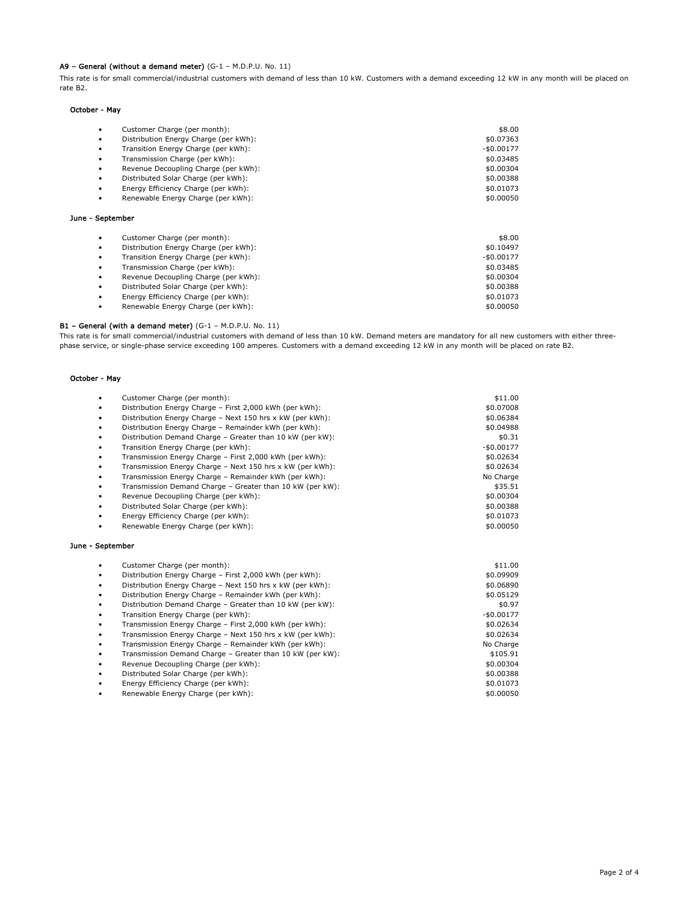**A9 – General (without a demand meter)** (G-1 – M.D.P.U. No. 11)

This rate is for small commercial/industrial customers with demand of less than 10 kW. Customers with a demand exceeding 12 kW in any month will be placed on rate B2.

**October - May**

- Customer Charge (per month): $8.00
- Distribution Energy Charge (per kWh): $0.07363
- Transition Energy Charge (per kWh): -$0.00177
- Transmission Charge (per kWh): $0.03485
- Revenue Decoupling Charge (per kWh): $0.00304
- Distributed Solar Charge (per kWh): $0.00388
- Energy Efficiency Charge (per kWh): $0.01073
- Renewable Energy Charge (per kWh): $0.00050

**June - September**

- Customer Charge (per month): $8.00
- Distribution Energy Charge (per kWh): $0.10497
- Transition Energy Charge (per kWh): -$0.00177
- Transmission Charge (per kWh): $0.03485
- Revenue Decoupling Charge (per kWh): $0.00304
- Distributed Solar Charge (per kWh): $0.00388
- Energy Efficiency Charge (per kWh): $0.01073
- Renewable Energy Charge (per kWh): $0.00050

**B1 – General (with a demand meter)** (G-1 – M.D.P.U. No. 11)

This rate is for small commercial/industrial customers with demand of less than 10 kW. Demand meters are mandatory for all new customers with either three-phase service, or single-phase service exceeding 100 amperes. Customers with a demand exceeding 12 kW in any month will be placed on rate B2.

**October - May**

- Customer Charge (per month): $11.00
- Distribution Energy Charge – First 2,000 kWh (per kWh): $0.07008
- Distribution Energy Charge – Next 150 hrs x kW (per kWh): $0.06384
- Distribution Energy Charge – Remainder kWh (per kWh): $0.04988
- Distribution Demand Charge – Greater than 10 kW (per kW): $0.31
- Transition Energy Charge (per kWh): -$0.00177
- Transmission Energy Charge – First 2,000 kWh (per kWh): $0.02634
- Transmission Energy Charge – Next 150 hrs x kW (per kWh): $0.02634
- Transmission Energy Charge – Remainder kWh (per kWh): No Charge
- Transmission Demand Charge – Greater than 10 kW (per kW): $35.51
- Revenue Decoupling Charge (per kWh): $0.00304
- Distributed Solar Charge (per kWh): $0.00388
- Energy Efficiency Charge (per kWh): $0.01073
- Renewable Energy Charge (per kWh): $0.00050

**June - September**

- Customer Charge (per month): $11.00
- Distribution Energy Charge – First 2,000 kWh (per kWh): $0.09909
- Distribution Energy Charge – Next 150 hrs x kW (per kWh): $0.06890
- Distribution Energy Charge – Remainder kWh (per kWh): $0.05129
- Distribution Demand Charge – Greater than 10 kW (per kW): $0.97
- Transition Energy Charge (per kWh): -$0.00177
- Transmission Energy Charge – First 2,000 kWh (per kWh): $0.02634
- Transmission Energy Charge – Next 150 hrs x kW (per kWh): $0.02634
- Transmission Energy Charge – Remainder kWh (per kWh): No Charge
- Transmission Demand Charge – Greater than 10 kW (per kW): $105.91
- Revenue Decoupling Charge (per kWh): $0.00304
- Distributed Solar Charge (per kWh): $0.00388
- Energy Efficiency Charge (per kWh): $0.01073
- Renewable Energy Charge (per kWh): $0.00050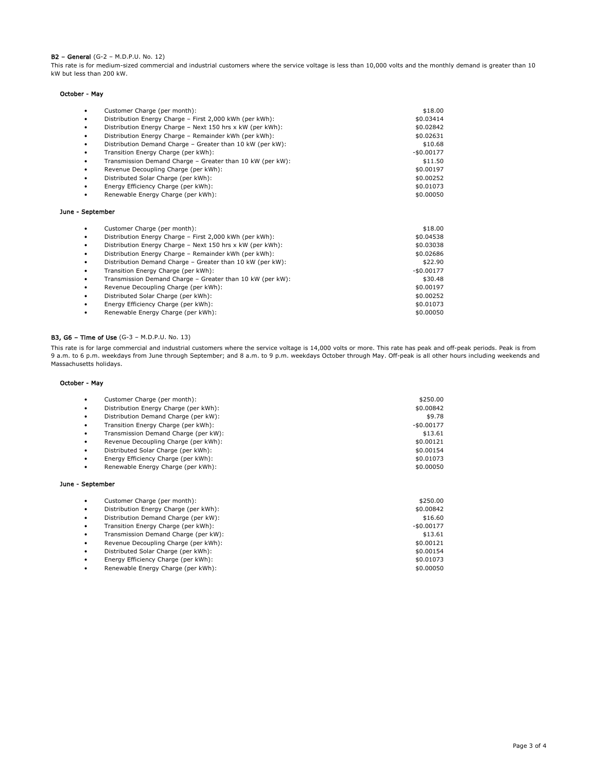**B2 – General** (G-2 – M.D.P.U. No. 12)

This rate is for medium-sized commercial and industrial customers where the service voltage is less than 10,000 volts and the monthly demand is greater than 10 kW but less than 200 kW.

**October - May**

- Customer Charge (per month): $18.00
- Distribution Energy Charge – First 2,000 kWh (per kWh): $0.03414
- Distribution Energy Charge – Next 150 hrs x kW (per kWh): $0.02842
- Distribution Energy Charge – Remainder kWh (per kWh): $0.02631
- Distribution Demand Charge – Greater than 10 kW (per kW): $10.68
- Transition Energy Charge (per kWh): -$0.00177
- Transmission Demand Charge – Greater than 10 kW (per kW): $11.50
- Revenue Decoupling Charge (per kWh): $0.00197
- Distributed Solar Charge (per kWh): $0.00252
- Energy Efficiency Charge (per kWh): $0.01073
- Renewable Energy Charge (per kWh): $0.00050

**June - September**

- Customer Charge (per month): $18.00
- Distribution Energy Charge – First 2,000 kWh (per kWh): $0.04538
- Distribution Energy Charge – Next 150 hrs x kW (per kWh): $0.03038
- Distribution Energy Charge – Remainder kWh (per kWh): $0.02686
- Distribution Demand Charge – Greater than 10 kW (per kW): $22.90
- Transition Energy Charge (per kWh): -$0.00177
- Transmission Demand Charge – Greater than 10 kW (per kW): $30.48
- Revenue Decoupling Charge (per kWh): $0.00197
- Distributed Solar Charge (per kWh): $0.00252
- Energy Efficiency Charge (per kWh): $0.01073
- Renewable Energy Charge (per kWh): $0.00050

**B3, G6 – Time of Use** (G-3 – M.D.P.U. No. 13)

This rate is for large commercial and industrial customers where the service voltage is 14,000 volts or more. This rate has peak and off-peak periods. Peak is from 9 a.m. to 6 p.m. weekdays from June through September; and 8 a.m. to 9 p.m. weekdays October through May. Off-peak is all other hours including weekends and Massachusetts holidays.

**October - May**

- Customer Charge (per month): $250.00
- Distribution Energy Charge (per kWh): $0.00842
- Distribution Demand Charge (per kW): $9.78
- Transition Energy Charge (per kWh): -$0.00177
- Transmission Demand Charge (per kW): $13.61
- Revenue Decoupling Charge (per kWh): $0.00121
- Distributed Solar Charge (per kWh): $0.00154
- Energy Efficiency Charge (per kWh): $0.01073
- Renewable Energy Charge (per kWh): $0.00050

**June - September**

- Customer Charge (per month): $250.00
- Distribution Energy Charge (per kWh): $0.00842
- Distribution Demand Charge (per kW): $16.60
- Transition Energy Charge (per kWh): -$0.00177
- Transmission Demand Charge (per kW): $13.61
- Revenue Decoupling Charge (per kWh): $0.00121
- Distributed Solar Charge (per kWh): $0.00154
- Energy Efficiency Charge (per kWh): $0.01073
- Renewable Energy Charge (per kWh): $0.00050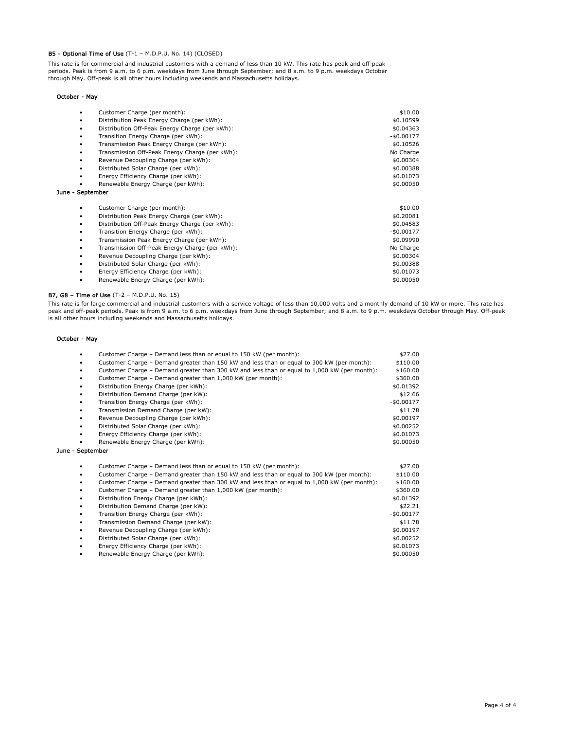**B5 - Optional Time of Use** (T-1 – M.D.P.U. No. 14) (CLOSED)

This rate is for commercial and industrial customers with a demand of less than 10 kW. This rate has peak and off-peak periods. Peak is from 9 a.m. to 6 p.m. weekdays from June through September; and 8 a.m. to 9 p.m. weekdays October through May. Off-peak is all other hours including weekends and Massachusetts holidays.

**October - May**

| | |
|---|---|
| Customer Charge (per month): | $10.00 |
| Distribution Peak Energy Charge (per kWh): | $0.10599 |
| Distribution Off-Peak Energy Charge (per kWh): | $0.04363 |
| Transition Energy Charge (per kWh): | -$0.00177 |
| Transmission Peak Energy Charge (per kWh): | $0.10526 |
| Transmission Off-Peak Energy Charge (per kWh): | No Charge |
| Revenue Decoupling Charge (per kWh): | $0.00304 |
| Distributed Solar Charge (per kWh): | $0.00388 |
| Energy Efficiency Charge (per kWh): | $0.01073 |
| Renewable Energy Charge (per kWh): | $0.00050 |

**June - September**

| | |
|---|---|
| Customer Charge (per month): | $10.00 |
| Distribution Peak Energy Charge (per kWh): | $0.20081 |
| Distribution Off-Peak Energy Charge (per kWh): | $0.04583 |
| Transition Energy Charge (per kWh): | -$0.00177 |
| Transmission Peak Energy Charge (per kWh): | $0.09990 |
| Transmission Off-Peak Energy Charge (per kWh): | No Charge |
| Revenue Decoupling Charge (per kWh): | $0.00304 |
| Distributed Solar Charge (per kWh): | $0.00388 |
| Energy Efficiency Charge (per kWh): | $0.01073 |
| Renewable Energy Charge (per kWh): | $0.00050 |

**B7, G8 – Time of Use** (T-2 – M.D.P.U. No. 15)

This rate is for large commercial and industrial customers with a service voltage of less than 10,000 volts and a monthly demand of 10 kW or more. This rate has peak and off-peak periods. Peak is from 9 a.m. to 6 p.m. weekdays from June through September; and 8 a.m. to 9 p.m. weekdays October through May. Off-peak is all other hours including weekends and Massachusetts holidays.

**October - May**

| | |
|---|---|
| Customer Charge – Demand less than or equal to 150 kW (per month): | $27.00 |
| Customer Charge – Demand greater than 150 kW and less than or equal to 300 kW (per month): | $110.00 |
| Customer Charge – Demand greater than 300 kW and less than or equal to 1,000 kW (per month): | $160.00 |
| Customer Charge – Demand greater than 1,000 kW (per month): | $360.00 |
| Distribution Energy Charge (per kWh): | $0.01392 |
| Distribution Demand Charge (per kW): | $12.66 |
| Transition Energy Charge (per kWh): | -$0.00177 |
| Transmission Demand Charge (per kW): | $11.78 |
| Revenue Decoupling Charge (per kWh): | $0.00197 |
| Distributed Solar Charge (per kWh): | $0.00252 |
| Energy Efficiency Charge (per kWh): | $0.01073 |
| Renewable Energy Charge (per kWh): | $0.00050 |

**June - September**

| | |
|---|---|
| Customer Charge – Demand less than or equal to 150 kW (per month): | $27.00 |
| Customer Charge – Demand greater than 150 kW and less than or equal to 300 kW (per month): | $110.00 |
| Customer Charge – Demand greater than 300 kW and less than or equal to 1,000 kW (per month): | $160.00 |
| Customer Charge – Demand greater than 1,000 kW (per month): | $360.00 |
| Distribution Energy Charge (per kWh): | $0.01392 |
| Distribution Demand Charge (per kW): | $22.21 |
| Transition Energy Charge (per kWh): | -$0.00177 |
| Transmission Demand Charge (per kW): | $11.78 |
| Revenue Decoupling Charge (per kWh): | $0.00197 |
| Distributed Solar Charge (per kWh): | $0.00252 |
| Energy Efficiency Charge (per kWh): | $0.01073 |
| Renewable Energy Charge (per kWh): | $0.00050 |